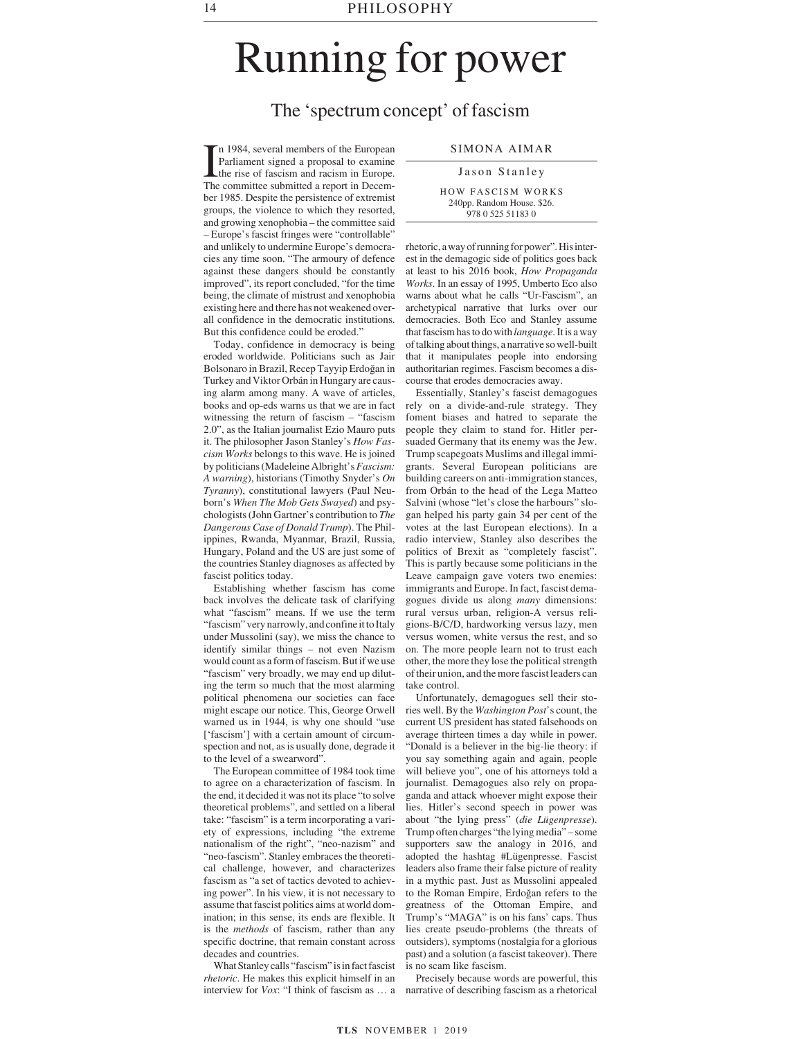# Running for power

## The 'spectrum concept' of fascism

SIMONA AIMAR

Jason Stanley

HOW FASCISM WORKS
240pp. Random House. $26.
978 0 525 51183 0

In 1984, several members of the European Parliament signed a proposal to examine the rise of fascism and racism in Europe. The committee submitted a report in December 1985. Despite the persistence of extremist groups, the violence to which they resorted, and growing xenophobia – the committee said – Europe's fascist fringes were "controllable" and unlikely to undermine Europe's democracies any time soon. "The armoury of defence against these dangers should be constantly improved", its report concluded, "for the time being, the climate of mistrust and xenophobia existing here and there has not weakened overall confidence in the democratic institutions. But this confidence could be eroded."

Today, confidence in democracy is being eroded worldwide. Politicians such as Jair Bolsonaro in Brazil, Recep Tayyip Erdoğan in Turkey and Viktor Orbán in Hungary are causing alarm among many. A wave of articles, books and op-eds warns us that we are in fact witnessing the return of fascism – "fascism 2.0", as the Italian journalist Ezio Mauro puts it. The philosopher Jason Stanley's *How Fascism Works* belongs to this wave. He is joined by politicians (Madeleine Albright's *Fascism: A warning*), historians (Timothy Snyder's *On Tyranny*), constitutional lawyers (Paul Neuborn's *When The Mob Gets Swayed*) and psychologists (John Gartner's contribution to *The Dangerous Case of Donald Trump*). The Philippines, Rwanda, Myanmar, Brazil, Russia, Hungary, Poland and the US are just some of the countries Stanley diagnoses as affected by fascist politics today.

Establishing whether fascism has come back involves the delicate task of clarifying what "fascism" means. If we use the term "fascism" very narrowly, and confine it to Italy under Mussolini (say), we miss the chance to identify similar things – not even Nazism would count as a form of fascism. But if we use "fascism" very broadly, we may end up diluting the term so much that the most alarming political phenomena our societies can face might escape our notice. This, George Orwell warned us in 1944, is why one should "use ['fascism'] with a certain amount of circumspection and not, as is usually done, degrade it to the level of a swearword".

The European committee of 1984 took time to agree on a characterization of fascism. In the end, it decided it was not its place "to solve theoretical problems", and settled on a liberal take: "fascism" is a term incorporating a variety of expressions, including "the extreme nationalism of the right", "neo-nazism" and "neo-fascism". Stanley embraces the theoretical challenge, however, and characterizes fascism as "a set of tactics devoted to achieving power". In his view, it is not necessary to assume that fascist politics aims at world domination; in this sense, its ends are flexible. It is the *methods* of fascism, rather than any specific doctrine, that remain constant across decades and countries.

What Stanley calls "fascism" is in fact fascist *rhetoric*. He makes this explicit himself in an interview for *Vox*: "I think of fascism as … a rhetoric, a way of running for power". His interest in the demagogic side of politics goes back at least to his 2016 book, *How Propaganda Works*. In an essay of 1995, Umberto Eco also warns about what he calls "Ur-Fascism", an archetypical narrative that lurks over our democracies. Both Eco and Stanley assume that fascism has to do with *language*. It is a way of talking about things, a narrative so well-built that it manipulates people into endorsing authoritarian regimes. Fascism becomes a discourse that erodes democracies away.

Essentially, Stanley's fascist demagogues rely on a divide-and-rule strategy. They foment biases and hatred to separate the people they claim to stand for. Hitler persuaded Germany that its enemy was the Jew. Trump scapegoats Muslims and illegal immigrants. Several European politicians are building careers on anti-immigration stances, from Orbán to the head of the Lega Matteo Salvini (whose "let's close the harbours" slogan helped his party gain 34 per cent of the votes at the last European elections). In a radio interview, Stanley also describes the politics of Brexit as "completely fascist". This is partly because some politicians in the Leave campaign gave voters two enemies: immigrants and Europe. In fact, fascist demagogues divide us along *many* dimensions: rural versus urban, religion-A versus religions-B/C/D, hardworking versus lazy, men versus women, white versus the rest, and so on. The more people learn not to trust each other, the more they lose the political strength of their union, and the more fascist leaders can take control.

Unfortunately, demagogues sell their stories well. By the *Washington Post*'s count, the current US president has stated falsehoods on average thirteen times a day while in power. "Donald is a believer in the big-lie theory: if you say something again and again, people will believe you", one of his attorneys told a journalist. Demagogues also rely on propaganda and attack whoever might expose their lies. Hitler's second speech in power was about "the lying press" (*die Lügenpresse*). Trump often charges "the lying media" – some supporters saw the analogy in 2016, and adopted the hashtag #Lügenpresse. Fascist leaders also frame their false picture of reality in a mythic past. Just as Mussolini appealed to the Roman Empire, Erdoğan refers to the greatness of the Ottoman Empire, and Trump's "MAGA" is on his fans' caps. Thus lies create pseudo-problems (the threats of outsiders), symptoms (nostalgia for a glorious past) and a solution (a fascist takeover). There is no scam like fascism.

Precisely because words are powerful, this narrative of describing fascism as a rhetorical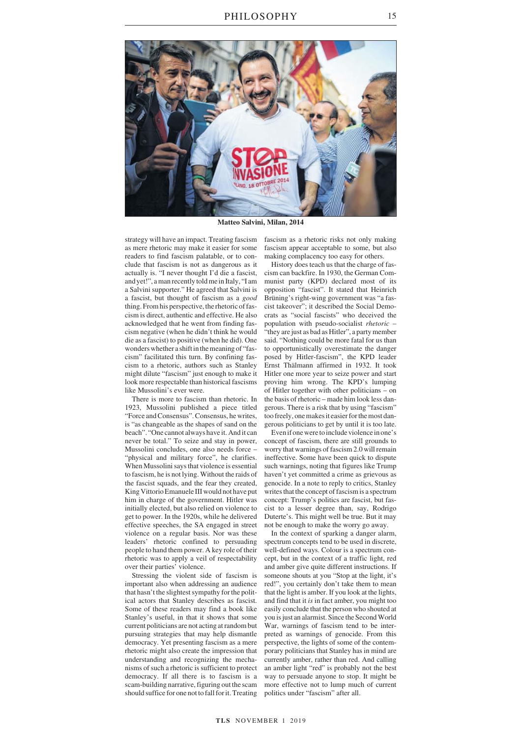Matteo Salvini, Milan, 2014

strategy will have an impact. Treating fascism as mere rhetoric may make it easier for some readers to find fascism palatable, or to conclude that fascism is not as dangerous as it actually is. "I never thought I'd die a fascist, and yet!", a man recently told me in Italy, "I am a Salvini supporter." He agreed that Salvini is a fascist, but thought of fascism as a *good* thing. From his perspective, the rhetoric of fascism is direct, authentic and effective. He also acknowledged that he went from finding fascism negative (when he didn't think he would die as a fascist) to positive (when he did). One wonders whether a shift in the meaning of "fascism" facilitated this turn. By confining fascism to a rhetoric, authors such as Stanley might dilute "fascism" just enough to make it look more respectable than historical fascisms like Mussolini's ever were.

There is more to fascism than rhetoric. In 1923, Mussolini published a piece titled "Force and Consensus". Consensus, he writes, is "as changeable as the shapes of sand on the beach". "One cannot always have it. And it can never be total." To seize and stay in power, Mussolini concludes, one also needs force – "physical and military force", he clarifies. When Mussolini says that violence is essential to fascism, he is not lying. Without the raids of the fascist squads, and the fear they created, King Vittorio Emanuele III would not have put him in charge of the government. Hitler was initially elected, but also relied on violence to get to power. In the 1920s, while he delivered effective speeches, the SA engaged in street violence on a regular basis. Nor was these leaders' rhetoric confined to persuading people to hand them power. A key role of their rhetoric was to apply a veil of respectability over their parties' violence.

Stressing the violent side of fascism is important also when addressing an audience that hasn't the slightest sympathy for the political actors that Stanley describes as fascist. Some of these readers may find a book like Stanley's useful, in that it shows that some current politicians are not acting at random but pursuing strategies that may help dismantle democracy. Yet presenting fascism as a mere rhetoric might also create the impression that understanding and recognizing the mechanisms of such a rhetoric is sufficient to protect democracy. If all there is to fascism is a scam-building narrative, figuring out the scam should suffice for one not to fall for it. Treating fascism as a rhetoric risks not only making fascism appear acceptable to some, but also making complacency too easy for others.

History does teach us that the charge of fascism can backfire. In 1930, the German Communist party (KPD) declared most of its opposition "fascist". It stated that Heinrich Brüning's right-wing government was "a fascist takeover"; it described the Social Democrats as "social fascists" who deceived the population with pseudo-socialist *rhetoric* – "they are just as bad as Hitler", a party member said. "Nothing could be more fatal for us than to opportunistically overestimate the danger posed by Hitler-fascism", the KPD leader Ernst Thälmann affirmed in 1932. It took Hitler one more year to seize power and start proving him wrong. The KPD's lumping of Hitler together with other politicians – on the basis of rhetoric – made him look less dangerous. There is a risk that by using "fascism" too freely, one makes it easier for the most dangerous politicians to get by until it is too late.

Even if one were to include violence in one's concept of fascism, there are still grounds to worry that warnings of fascism 2.0 will remain ineffective. Some have been quick to dispute such warnings, noting that figures like Trump haven't yet committed a crime as grievous as genocide. In a note to reply to critics, Stanley writes that the concept of fascism is a spectrum concept: Trump's politics are fascist, but fascist to a lesser degree than, say, Rodrigo Duterte's. This might well be true. But it may not be enough to make the worry go away.

In the context of sparking a danger alarm, spectrum concepts tend to be used in discrete, well-defined ways. Colour is a spectrum concept, but in the context of a traffic light, red and amber give quite different instructions. If someone shouts at you "Stop at the light, it's red!", you certainly don't take them to mean that the light is amber. If you look at the lights, and find that it *is* in fact amber, you might too easily conclude that the person who shouted at you is just an alarmist. Since the Second World War, warnings of fascism tend to be interpreted as warnings of genocide. From this perspective, the lights of some of the contemporary politicians that Stanley has in mind are currently amber, rather than red. And calling an amber light "red" is probably not the best way to persuade anyone to stop. It might be more effective not to lump much of current politics under "fascism" after all.